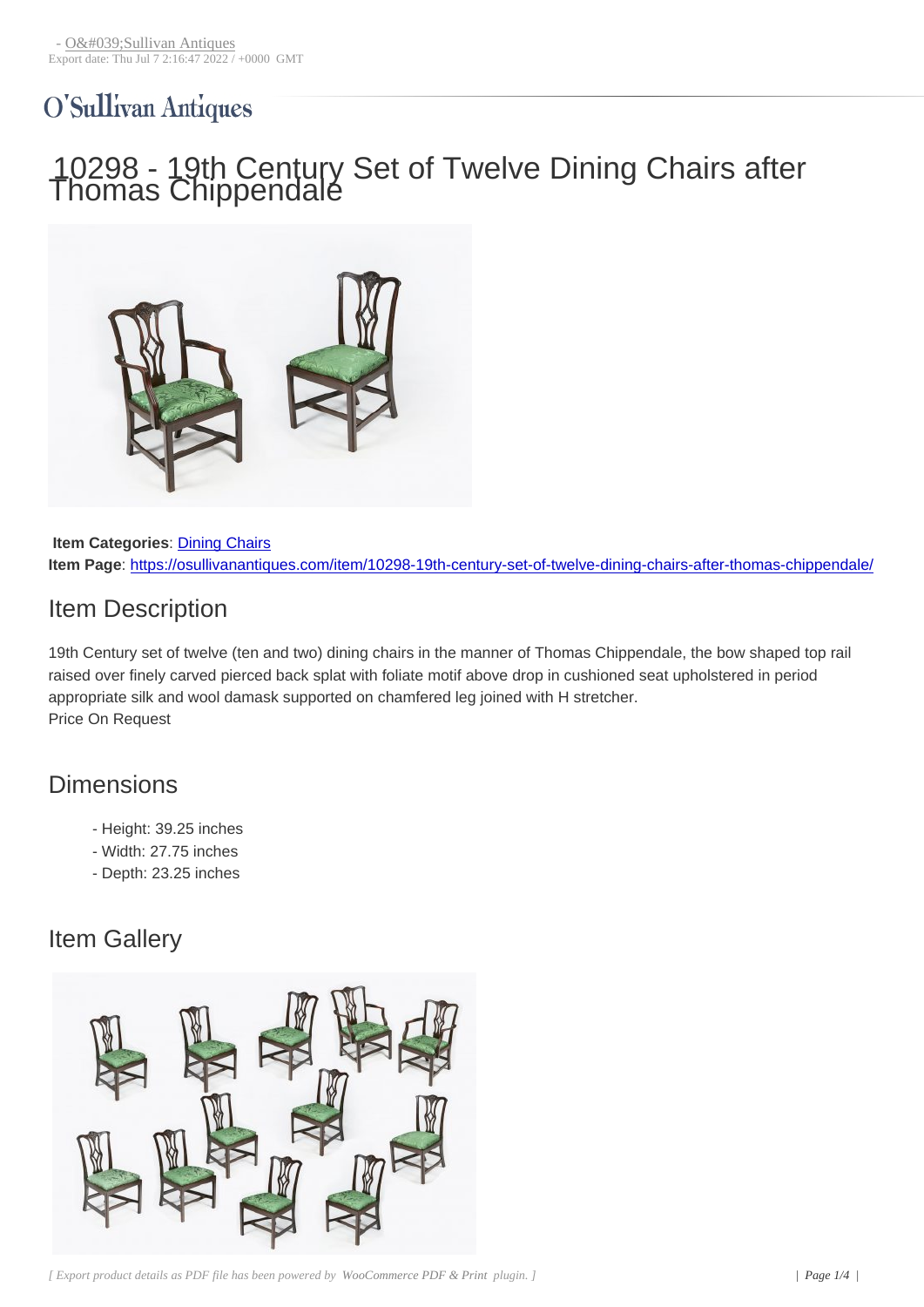- O&#039;Sullivan Antiques
Export date: Thu Jul 7 2:16:47 2022 / +0000 GMT

O'Sullivan Antiques

# 10298 - 19th Century Set of Twelve Dining Chairs after Thomas Chippendale

**Item Categories**: Dining Chairs
**Item Page**: https://osullivanantiques.com/item/10298-19th-century-set-of-twelve-dining-chairs-after-thomas-chippendale/

## Item Description

19th Century set of twelve (ten and two) dining chairs in the manner of Thomas Chippendale, the bow shaped top rail raised over finely carved pierced back splat with foliate motif above drop in cushioned seat upholstered in period appropriate silk and wool damask supported on chamfered leg joined with H stretcher.
Price On Request

## Dimensions

- Height: 39.25 inches
- Width: 27.75 inches
- Depth: 23.25 inches

## Item Gallery

[ Export product details as PDF file has been powered by WooCommerce PDF & Print plugin. ]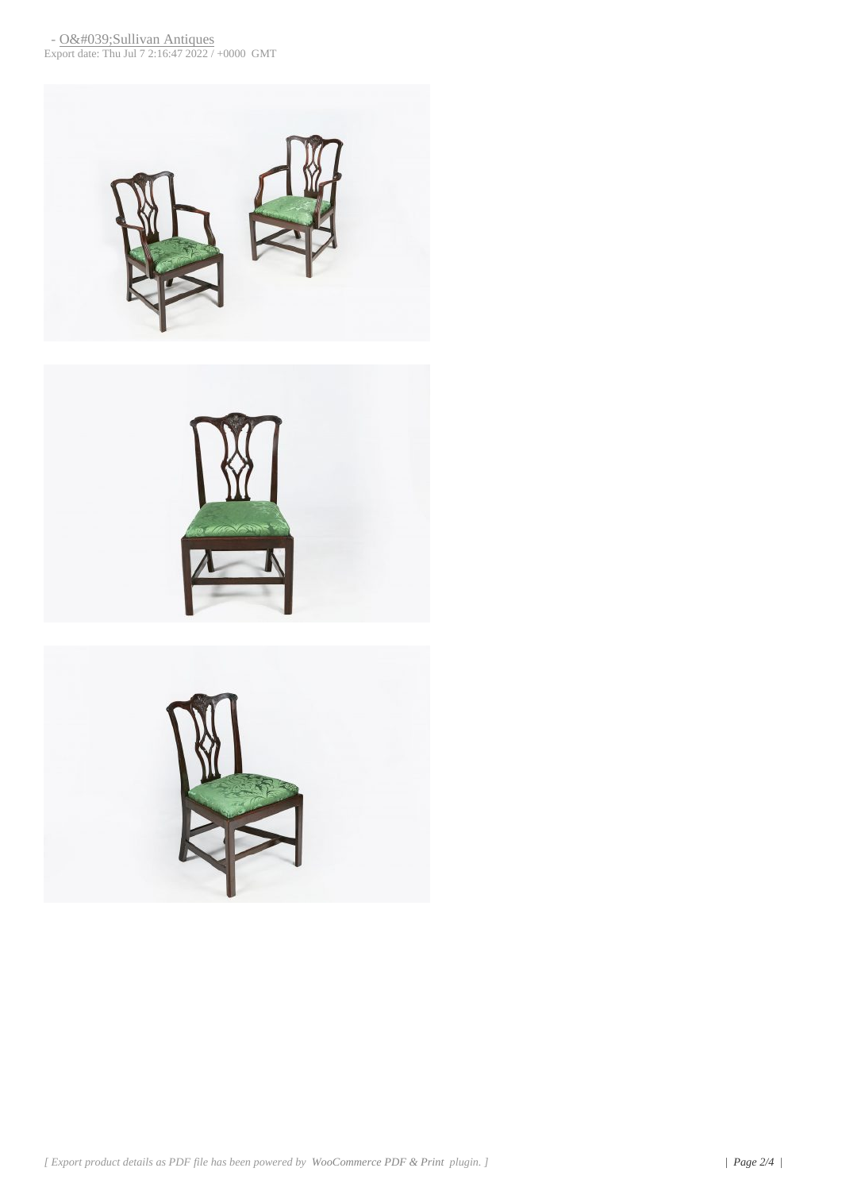- O&#039;Sullivan Antiques
Export date: Thu Jul 7 2:16:47 2022 / +0000 GMT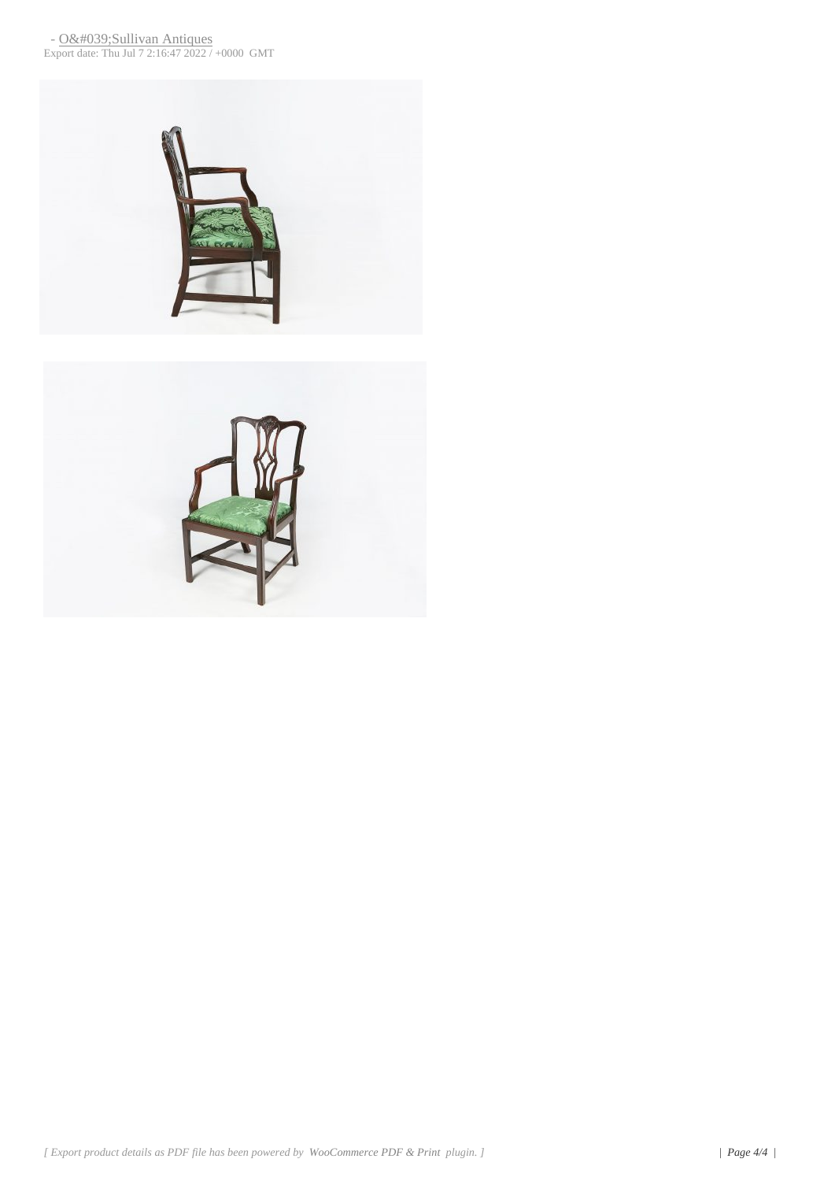- O&#039;Sullivan Antiques

Export date: Thu Jul 7 2:16:47 2022 / +0000 GMT